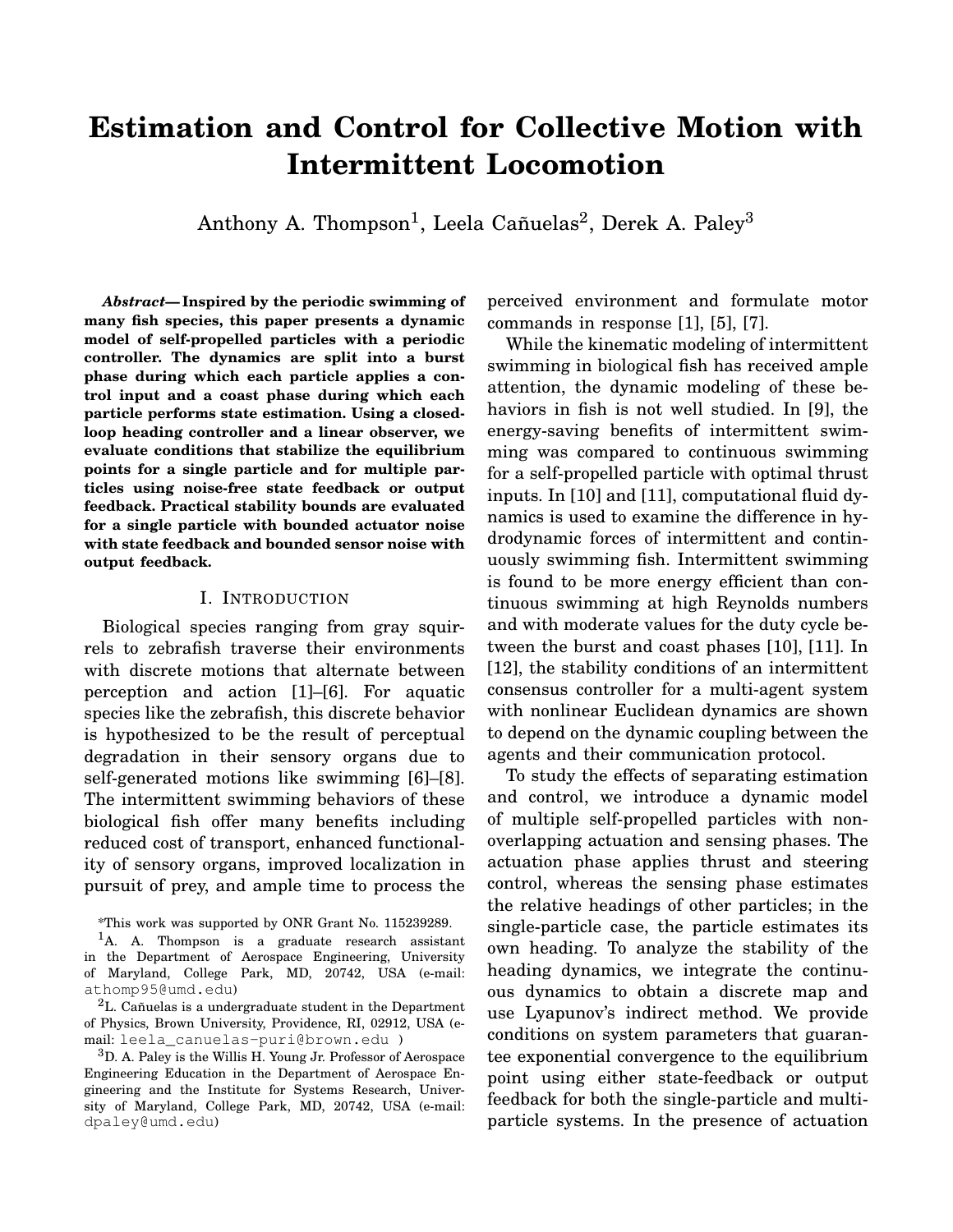# Estimation and Control for Collective Motion with Intermittent Locomotion

Anthony A. Thompson[1], Leela Cañuelas[2], Derek A. Paley[3]

***Abstract*— Inspired by the periodic swimming of many fish species, this paper presents a dynamic model of self-propelled particles with a periodic controller. The dynamics are split into a burst phase during which each particle applies a control input and a coast phase during which each particle performs state estimation. Using a closed-loop heading controller and a linear observer, we evaluate conditions that stabilize the equilibrium points for a single particle and for multiple particles using noise-free state feedback or output feedback. Practical stability bounds are evaluated for a single particle with bounded actuator noise with state feedback and bounded sensor noise with output feedback.**

## I. Introduction

Biological species ranging from gray squirrels to zebrafish traverse their environments with discrete motions that alternate between perception and action [1]–[6]. For aquatic species like the zebrafish, this discrete behavior is hypothesized to be the result of perceptual degradation in their sensory organs due to self-generated motions like swimming [6]–[8]. The intermittent swimming behaviors of these biological fish offer many benefits including reduced cost of transport, enhanced functionality of sensory organs, improved localization in pursuit of prey, and ample time to process the perceived environment and formulate motor commands in response [1], [5], [7].

While the kinematic modeling of intermittent swimming in biological fish has received ample attention, the dynamic modeling of these behaviors in fish is not well studied. In [9], the energy-saving benefits of intermittent swimming was compared to continuous swimming for a self-propelled particle with optimal thrust inputs. In [10] and [11], computational fluid dynamics is used to examine the difference in hydrodynamic forces of intermittent and continuously swimming fish. Intermittent swimming is found to be more energy efficient than continuous swimming at high Reynolds numbers and with moderate values for the duty cycle between the burst and coast phases [10], [11]. In [12], the stability conditions of an intermittent consensus controller for a multi-agent system with nonlinear Euclidean dynamics are shown to depend on the dynamic coupling between the agents and their communication protocol.

To study the effects of separating estimation and control, we introduce a dynamic model of multiple self-propelled particles with non-overlapping actuation and sensing phases. The actuation phase applies thrust and steering control, whereas the sensing phase estimates the relative headings of other particles; in the single-particle case, the particle estimates its own heading. To analyze the stability of the heading dynamics, we integrate the continuous dynamics to obtain a discrete map and use Lyapunov's indirect method. We provide conditions on system parameters that guarantee exponential convergence to the equilibrium point using either state-feedback or output feedback for both the single-particle and multi-particle systems. In the presence of actuation

*This work was supported by ONR Grant No. 115239289.

[1]A. A. Thompson is a graduate research assistant in the Department of Aerospace Engineering, University of Maryland, College Park, MD, 20742, USA (e-mail: athomp95@umd.edu)

[2]L. Cañuelas is a undergraduate student in the Department of Physics, Brown University, Providence, RI, 02912, USA (e-mail: leela_canuelas-puri@brown.edu )

[3]D. A. Paley is the Willis H. Young Jr. Professor of Aerospace Engineering Education in the Department of Aerospace Engineering and the Institute for Systems Research, University of Maryland, College Park, MD, 20742, USA (e-mail: dpaley@umd.edu)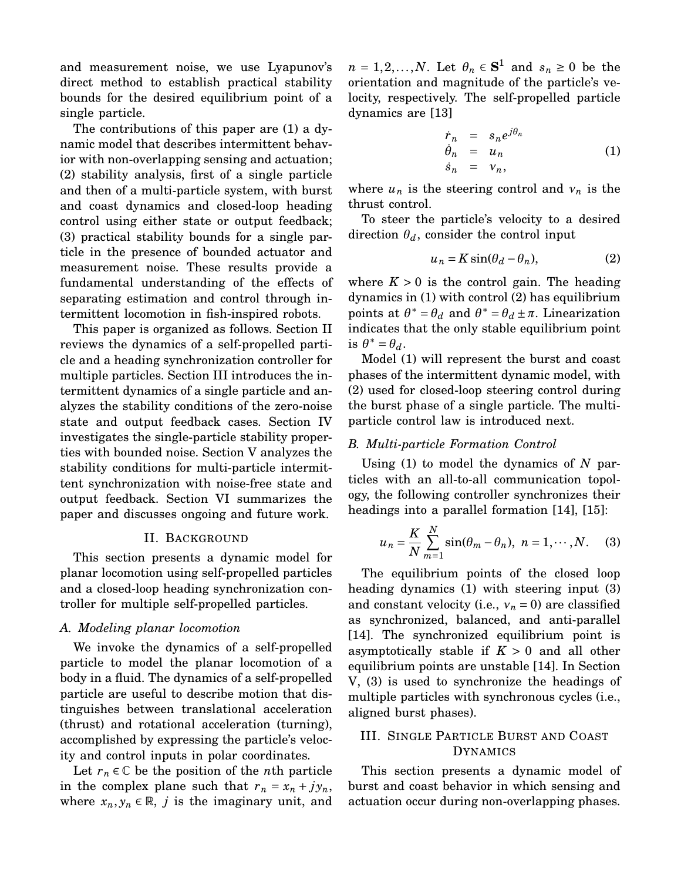and measurement noise, we use Lyapunov's direct method to establish practical stability bounds for the desired equilibrium point of a single particle.

The contributions of this paper are (1) a dynamic model that describes intermittent behavior with non-overlapping sensing and actuation; (2) stability analysis, first of a single particle and then of a multi-particle system, with burst and coast dynamics and closed-loop heading control using either state or output feedback; (3) practical stability bounds for a single particle in the presence of bounded actuator and measurement noise. These results provide a fundamental understanding of the effects of separating estimation and control through intermittent locomotion in fish-inspired robots.

This paper is organized as follows. Section II reviews the dynamics of a self-propelled particle and a heading synchronization controller for multiple particles. Section III introduces the intermittent dynamics of a single particle and analyzes the stability conditions of the zero-noise state and output feedback cases. Section IV investigates the single-particle stability properties with bounded noise. Section V analyzes the stability conditions for multi-particle intermittent synchronization with noise-free state and output feedback. Section VI summarizes the paper and discusses ongoing and future work.

## II. Background

This section presents a dynamic model for planar locomotion using self-propelled particles and a closed-loop heading synchronization controller for multiple self-propelled particles.

### A. Modeling planar locomotion

We invoke the dynamics of a self-propelled particle to model the planar locomotion of a body in a fluid. The dynamics of a self-propelled particle are useful to describe motion that distinguishes between translational acceleration (thrust) and rotational acceleration (turning), accomplished by expressing the particle's velocity and control inputs in polar coordinates.

Let $r_n \in \mathbb{C}$ be the position of the $n$th particle in the complex plane such that $r_n = x_n + jy_n$, where $x_n, y_n \in \mathbb{R}$, $j$ is the imaginary unit, and $n = 1, 2, \ldots, N$. Let $\theta_n \in \mathbf{S}^1$ and $s_n \geq 0$ be the orientation and magnitude of the particle's velocity, respectively. The self-propelled particle dynamics are [13]

$$
\begin{aligned}
\dot{r}_n &= s_n e^{j\theta_n} \\
\dot{\theta}_n &= u_n \\
\dot{s}_n &= \nu_n,
\end{aligned}
\tag{1}
$$

where $u_n$ is the steering control and $\nu_n$ is the thrust control.

To steer the particle's velocity to a desired direction $\theta_d$, consider the control input

$$
u_n = K \sin(\theta_d - \theta_n), \tag{2}
$$

where $K > 0$ is the control gain. The heading dynamics in (1) with control (2) has equilibrium points at $\theta^* = \theta_d$ and $\theta^* = \theta_d \pm \pi$. Linearization indicates that the only stable equilibrium point is $\theta^* = \theta_d$.

Model (1) will represent the burst and coast phases of the intermittent dynamic model, with (2) used for closed-loop steering control during the burst phase of a single particle. The multi-particle control law is introduced next.

### B. Multi-particle Formation Control

Using (1) to model the dynamics of $N$ particles with an all-to-all communication topology, the following controller synchronizes their headings into a parallel formation [14], [15]:

$$
u_n = \frac{K}{N} \sum_{m=1}^{N} \sin(\theta_m - \theta_n), \; n = 1, \cdots, N. \tag{3}
$$

The equilibrium points of the closed loop heading dynamics (1) with steering input (3) and constant velocity (i.e., $\nu_n = 0$) are classified as synchronized, balanced, and anti-parallel [14]. The synchronized equilibrium point is asymptotically stable if $K > 0$ and all other equilibrium points are unstable [14]. In Section V, (3) is used to synchronize the headings of multiple particles with synchronous cycles (i.e., aligned burst phases).

## III. Single Particle Burst and Coast Dynamics

This section presents a dynamic model of burst and coast behavior in which sensing and actuation occur during non-overlapping phases.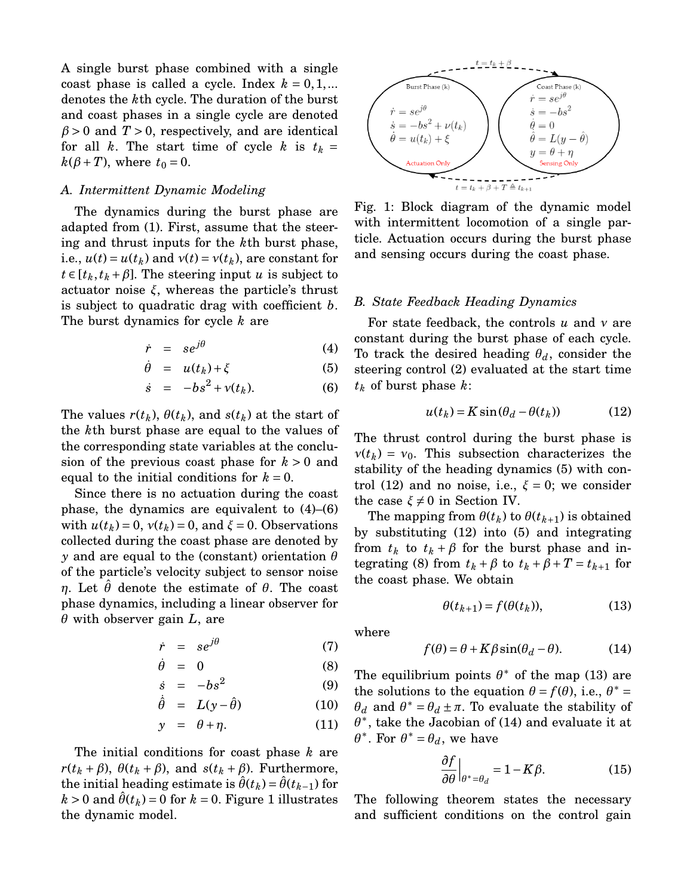A single burst phase combined with a single coast phase is called a cycle. Index $k = 0,1,\ldots$ denotes the $k$th cycle. The duration of the burst and coast phases in a single cycle are denoted $\beta > 0$ and $T > 0$, respectively, and are identical for all $k$. The start time of cycle $k$ is $t_k = k(\beta + T)$, where $t_0 = 0$.

### A. Intermittent Dynamic Modeling

The dynamics during the burst phase are adapted from (1). First, assume that the steering and thrust inputs for the $k$th burst phase, i.e., $u(t) = u(t_k)$ and $\nu(t) = \nu(t_k)$, are constant for $t \in [t_k, t_k + \beta]$. The steering input $u$ is subject to actuator noise $\xi$, whereas the particle's thrust is subject to quadratic drag with coefficient $b$. The burst dynamics for cycle $k$ are

$$\dot{r} = se^{j\theta} \tag{4}$$

$$\dot{\theta} = u(t_k) + \xi \tag{5}$$

$$\dot{s} = -bs^2 + \nu(t_k). \tag{6}$$

The values $r(t_k)$, $\theta(t_k)$, and $s(t_k)$ at the start of the $k$th burst phase are equal to the values of the corresponding state variables at the conclusion of the previous coast phase for $k > 0$ and equal to the initial conditions for $k = 0$.

Since there is no actuation during the coast phase, the dynamics are equivalent to (4)–(6) with $u(t_k) = 0$, $\nu(t_k) = 0$, and $\xi = 0$. Observations collected during the coast phase are denoted by $y$ and are equal to the (constant) orientation $\theta$ of the particle's velocity subject to sensor noise $\eta$. Let $\hat{\theta}$ denote the estimate of $\theta$. The coast phase dynamics, including a linear observer for $\theta$ with observer gain $L$, are

$$\dot{r} = se^{j\theta} \tag{7}$$

$$\dot{\theta} = 0 \tag{8}$$

$$\dot{s} = -bs^2 \tag{9}$$

$$\dot{\hat{\theta}} = L(y - \hat{\theta}) \tag{10}$$

$$y = \theta + \eta. \tag{11}$$

The initial conditions for coast phase $k$ are $r(t_k + \beta)$, $\theta(t_k + \beta)$, and $s(t_k + \beta)$. Furthermore, the initial heading estimate is $\hat{\theta}(t_k) = \hat{\theta}(t_{k-1})$ for $k > 0$ and $\hat{\theta}(t_k) = 0$ for $k = 0$. Figure 1 illustrates the dynamic model.

Burst Phase (k): $\dot{r} = se^{j\theta}$, $\dot{s} = -bs^2 + \nu(t_k)$, $\dot{\theta} = u(t_k) + \xi$ — Actuation Only. Transition at $t = t_k + \beta$.
Coast Phase (k): $\dot{r} = se^{j\theta}$, $\dot{s} = -bs^2$, $\dot{\theta} = 0$, $\dot{\hat{\theta}} = L(y - \hat{\theta})$, $y = \theta + \eta$ — Sensing Only. Transition at $t = t_k + \beta + T \triangleq t_{k+1}$.

Fig. 1: Block diagram of the dynamic model with intermittent locomotion of a single particle. Actuation occurs during the burst phase and sensing occurs during the coast phase.

### B. State Feedback Heading Dynamics

For state feedback, the controls $u$ and $\nu$ are constant during the burst phase of each cycle. To track the desired heading $\theta_d$, consider the steering control (2) evaluated at the start time $t_k$ of burst phase $k$:

$$u(t_k) = K\sin(\theta_d - \theta(t_k)) \tag{12}$$

The thrust control during the burst phase is $\nu(t_k) = \nu_0$. This subsection characterizes the stability of the heading dynamics (5) with control (12) and no noise, i.e., $\xi = 0$; we consider the case $\xi \neq 0$ in Section IV.

The mapping from $\theta(t_k)$ to $\theta(t_{k+1})$ is obtained by substituting (12) into (5) and integrating from $t_k$ to $t_k + \beta$ for the burst phase and integrating (8) from $t_k + \beta$ to $t_k + \beta + T = t_{k+1}$ for the coast phase. We obtain

$$\theta(t_{k+1}) = f(\theta(t_k)), \tag{13}$$

where

$$f(\theta) = \theta + K\beta\sin(\theta_d - \theta). \tag{14}$$

The equilibrium points $\theta^*$ of the map (13) are the solutions to the equation $\theta = f(\theta)$, i.e., $\theta^* = \theta_d$ and $\theta^* = \theta_d \pm \pi$. To evaluate the stability of $\theta^*$, take the Jacobian of (14) and evaluate it at $\theta^*$. For $\theta^* = \theta_d$, we have

$$\left.\frac{\partial f}{\partial \theta}\right|_{\theta^* = \theta_d} = 1 - K\beta. \tag{15}$$

The following theorem states the necessary and sufficient conditions on the control gain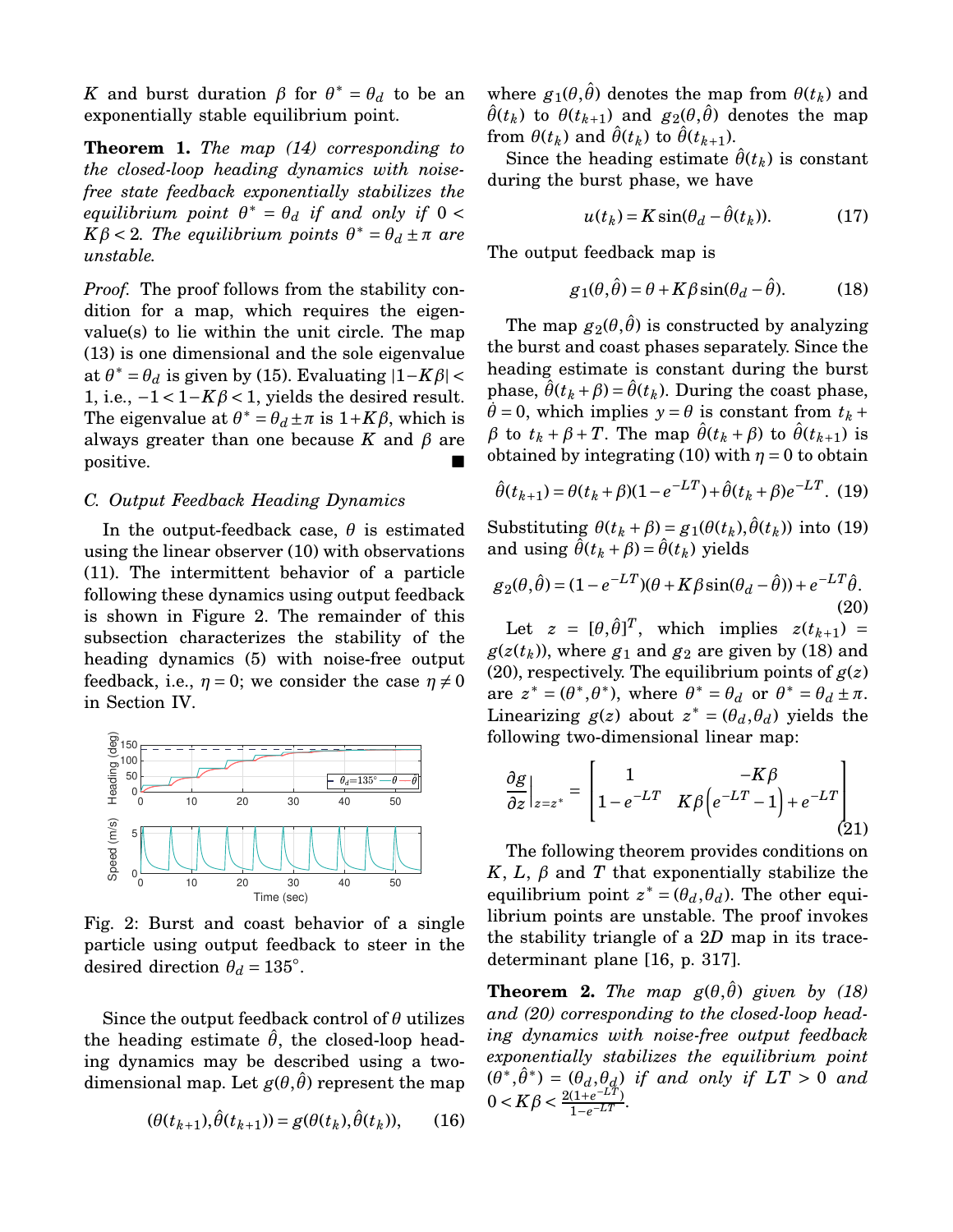$K$ and burst duration $\beta$ for $\theta^* = \theta_d$ to be an exponentially stable equilibrium point.

**Theorem 1.** *The map (14) corresponding to the closed-loop heading dynamics with noise-free state feedback exponentially stabilizes the equilibrium point $\theta^* = \theta_d$ if and only if $0 < K\beta < 2$. The equilibrium points $\theta^* = \theta_d \pm \pi$ are unstable.*

*Proof.* The proof follows from the stability condition for a map, which requires the eigenvalue(s) to lie within the unit circle. The map (13) is one dimensional and the sole eigenvalue at $\theta^* = \theta_d$ is given by (15). Evaluating $|1-K\beta| < 1$, i.e., $-1 < 1-K\beta < 1$, yields the desired result. The eigenvalue at $\theta^* = \theta_d \pm \pi$ is $1+K\beta$, which is always greater than one because $K$ and $\beta$ are positive. ■

### C. Output Feedback Heading Dynamics

In the output-feedback case, $\theta$ is estimated using the linear observer (10) with observations (11). The intermittent behavior of a particle following these dynamics using output feedback is shown in Figure 2. The remainder of this subsection characterizes the stability of the heading dynamics (5) with noise-free output feedback, i.e., $\eta = 0$; we consider the case $\eta \neq 0$ in Section IV.

Fig. 2: Burst and coast behavior of a single particle using output feedback to steer in the desired direction $\theta_d = 135°$.

Since the output feedback control of $\theta$ utilizes the heading estimate $\hat{\theta}$, the closed-loop heading dynamics may be described using a two-dimensional map. Let $g(\theta, \hat{\theta})$ represent the map

$$(\theta(t_{k+1}), \hat{\theta}(t_{k+1})) = g(\theta(t_k), \hat{\theta}(t_k)), \qquad (16)$$

where $g_1(\theta, \hat{\theta})$ denotes the map from $\theta(t_k)$ and $\hat{\theta}(t_k)$ to $\theta(t_{k+1})$ and $g_2(\theta, \hat{\theta})$ denotes the map from $\theta(t_k)$ and $\hat{\theta}(t_k)$ to $\hat{\theta}(t_{k+1})$.

Since the heading estimate $\hat{\theta}(t_k)$ is constant during the burst phase, we have

$$u(t_k) = K \sin(\theta_d - \hat{\theta}(t_k)). \qquad (17)$$

The output feedback map is

$$g_1(\theta, \hat{\theta}) = \theta + K\beta \sin(\theta_d - \hat{\theta}). \qquad (18)$$

The map $g_2(\theta, \hat{\theta})$ is constructed by analyzing the burst and coast phases separately. Since the heading estimate is constant during the burst phase, $\hat{\theta}(t_k + \beta) = \hat{\theta}(t_k)$. During the coast phase, $\dot{\theta} = 0$, which implies $y = \theta$ is constant from $t_k + \beta$ to $t_k + \beta + T$. The map $\hat{\theta}(t_k + \beta)$ to $\hat{\theta}(t_{k+1})$ is obtained by integrating (10) with $\eta = 0$ to obtain

$$\hat{\theta}(t_{k+1}) = \theta(t_k + \beta)(1 - e^{-LT}) + \hat{\theta}(t_k + \beta)e^{-LT}. \qquad (19)$$

Substituting $\theta(t_k + \beta) = g_1(\theta(t_k), \hat{\theta}(t_k))$ into (19) and using $\hat{\theta}(t_k + \beta) = \hat{\theta}(t_k)$ yields

$$g_2(\theta, \hat{\theta}) = (1 - e^{-LT})(\theta + K\beta \sin(\theta_d - \hat{\theta})) + e^{-LT}\hat{\theta}. \qquad (20)$$

Let $z = [\theta, \hat{\theta}]^T$, which implies $z(t_{k+1}) = g(z(t_k))$, where $g_1$ and $g_2$ are given by (18) and (20), respectively. The equilibrium points of $g(z)$ are $z^* = (\theta^*, \theta^*)$, where $\theta^* = \theta_d$ or $\theta^* = \theta_d \pm \pi$. Linearizing $g(z)$ about $z^* = (\theta_d, \theta_d)$ yields the following two-dimensional linear map:

$$\frac{\partial g}{\partial z}\Big|_{z=z^*} = \begin{bmatrix} 1 & -K\beta \\ 1 - e^{-LT} & K\beta\left(e^{-LT} - 1\right) + e^{-LT} \end{bmatrix} \qquad (21)$$

The following theorem provides conditions on $K$, $L$, $\beta$ and $T$ that exponentially stabilize the equilibrium point $z^* = (\theta_d, \theta_d)$. The other equilibrium points are unstable. The proof invokes the stability triangle of a $2D$ map in its trace-determinant plane [16, p. 317].

**Theorem 2.** *The map $g(\theta, \hat{\theta})$ given by (18) and (20) corresponding to the closed-loop heading dynamics with noise-free output feedback exponentially stabilizes the equilibrium point $(\theta^*, \hat{\theta}^*) = (\theta_d, \theta_d)$ if and only if $LT > 0$ and $0 < K\beta < \frac{2(1+e^{-LT})}{1-e^{-LT}}$.*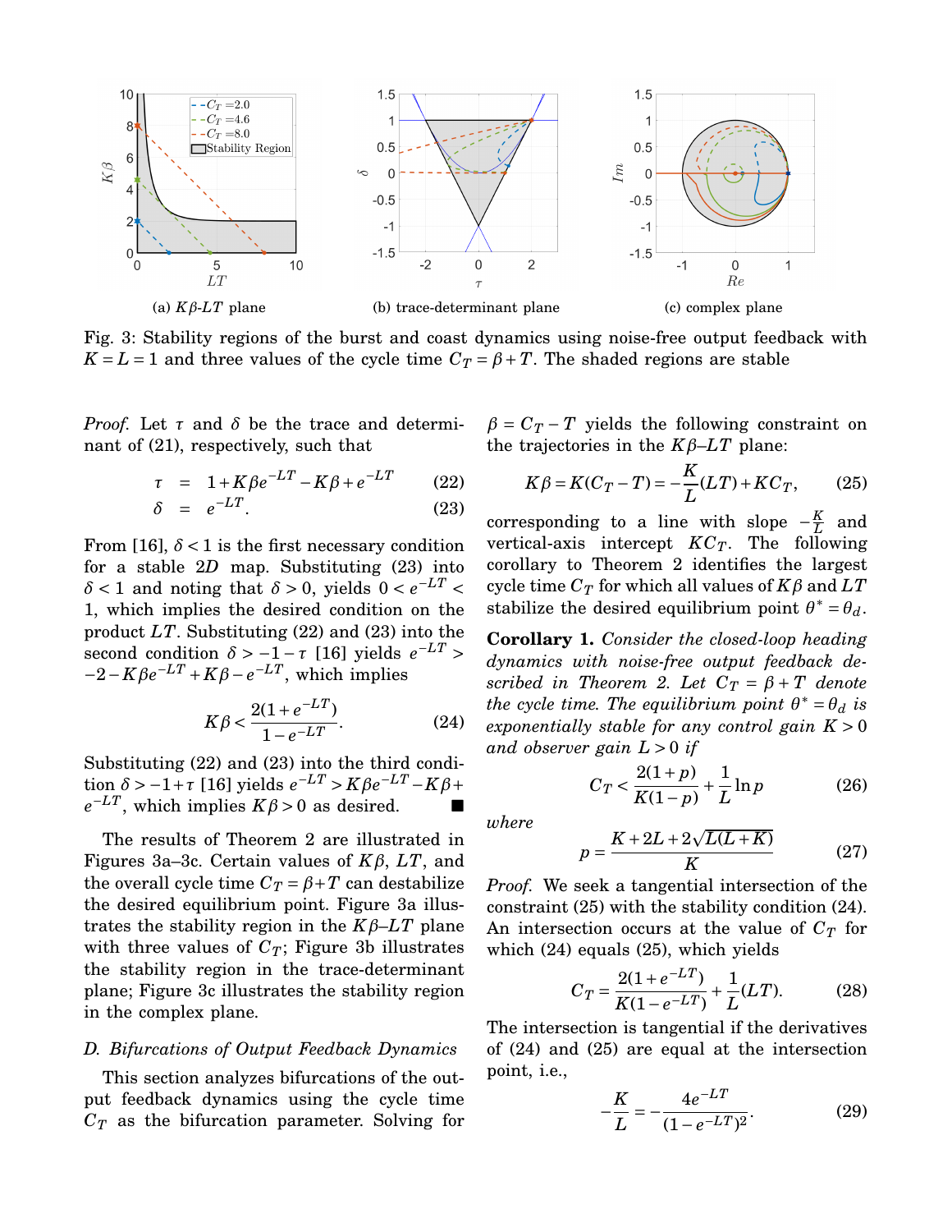Fig. 3: Stability regions of the burst and coast dynamics using noise-free output feedback with $K = L = 1$ and three values of the cycle time $C_T = \beta + T$. The shaded regions are stable

(a) $K\beta$-$LT$ plane (b) trace-determinant plane (c) complex plane

*Proof.* Let $\tau$ and $\delta$ be the trace and determinant of (21), respectively, such that

$$\tau = 1 + K\beta e^{-LT} - K\beta + e^{-LT} \tag{22}$$
$$\delta = e^{-LT}. \tag{23}$$

From [16], $\delta < 1$ is the first necessary condition for a stable $2D$ map. Substituting (23) into $\delta < 1$ and noting that $\delta > 0$, yields $0 < e^{-LT} < 1$, which implies the desired condition on the product $LT$. Substituting (22) and (23) into the second condition $\delta > -1 - \tau$ [16] yields $e^{-LT} > -2 - K\beta e^{-LT} + K\beta - e^{-LT}$, which implies

$$K\beta < \frac{2(1+e^{-LT})}{1-e^{-LT}}. \tag{24}$$

Substituting (22) and (23) into the third condition $\delta > -1 + \tau$ [16] yields $e^{-LT} > K\beta e^{-LT} - K\beta + e^{-LT}$, which implies $K\beta > 0$ as desired. ■

The results of Theorem 2 are illustrated in Figures 3a–3c. Certain values of $K\beta$, $LT$, and the overall cycle time $C_T = \beta + T$ can destabilize the desired equilibrium point. Figure 3a illustrates the stability region in the $K\beta$–$LT$ plane with three values of $C_T$; Figure 3b illustrates the stability region in the trace-determinant plane; Figure 3c illustrates the stability region in the complex plane.

### *D. Bifurcations of Output Feedback Dynamics*

This section analyzes bifurcations of the output feedback dynamics using the cycle time $C_T$ as the bifurcation parameter. Solving for $\beta = C_T - T$ yields the following constraint on the trajectories in the $K\beta$–$LT$ plane:

$$K\beta = K(C_T - T) = -\frac{K}{L}(LT) + KC_T, \tag{25}$$

corresponding to a line with slope $-\frac{K}{L}$ and vertical-axis intercept $KC_T$. The following corollary to Theorem 2 identifies the largest cycle time $C_T$ for which all values of $K\beta$ and $LT$ stabilize the desired equilibrium point $\theta^* = \theta_d$.

**Corollary 1.** *Consider the closed-loop heading dynamics with noise-free output feedback described in Theorem 2. Let $C_T = \beta + T$ denote the cycle time. The equilibrium point $\theta^* = \theta_d$ is exponentially stable for any control gain $K > 0$ and observer gain $L > 0$ if*

$$C_T < \frac{2(1+p)}{K(1-p)} + \frac{1}{L}\ln p \tag{26}$$

*where*

$$p = \frac{K + 2L + 2\sqrt{L(L+K)}}{K} \tag{27}$$

*Proof.* We seek a tangential intersection of the constraint (25) with the stability condition (24). An intersection occurs at the value of $C_T$ for which (24) equals (25), which yields

$$C_T = \frac{2(1+e^{-LT})}{K(1-e^{-LT})} + \frac{1}{L}(LT). \tag{28}$$

The intersection is tangential if the derivatives of (24) and (25) are equal at the intersection point, i.e.,

$$-\frac{K}{L} = -\frac{4e^{-LT}}{(1-e^{-LT})^2}. \tag{29}$$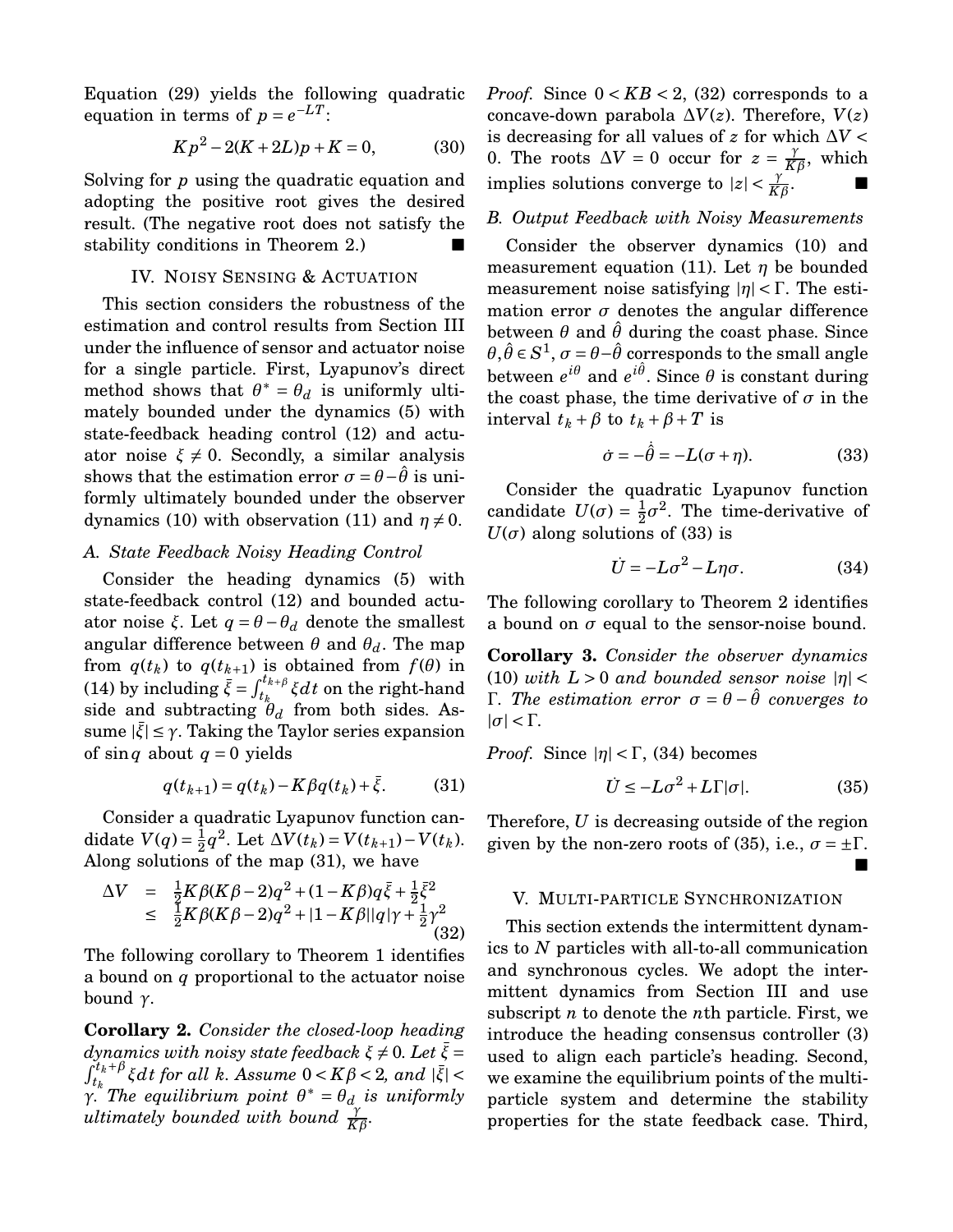Equation (29) yields the following quadratic equation in terms of $p = e^{-LT}$:

$$Kp^2 - 2(K+2L)p + K = 0, \tag{30}$$

Solving for $p$ using the quadratic equation and adopting the positive root gives the desired result. (The negative root does not satisfy the stability conditions in Theorem 2.) ■

## IV. Noisy Sensing & Actuation

This section considers the robustness of the estimation and control results from Section III under the influence of sensor and actuator noise for a single particle. First, Lyapunov's direct method shows that $\theta^* = \theta_d$ is uniformly ultimately bounded under the dynamics (5) with state-feedback heading control (12) and actuator noise $\xi \neq 0$. Secondly, a similar analysis shows that the estimation error $\sigma = \theta - \hat{\theta}$ is uniformly ultimately bounded under the observer dynamics (10) with observation (11) and $\eta \neq 0$.

### A. State Feedback Noisy Heading Control

Consider the heading dynamics (5) with state-feedback control (12) and bounded actuator noise $\xi$. Let $q = \theta - \theta_d$ denote the smallest angular difference between $\theta$ and $\theta_d$. The map from $q(t_k)$ to $q(t_{k+1})$ is obtained from $f(\theta)$ in (14) by including $\bar{\xi} = \int_{t_k}^{t_k+\beta} \xi dt$ on the right-hand side and subtracting $\theta_d$ from both sides. Assume $|\bar{\xi}| \leq \gamma$. Taking the Taylor series expansion of $\sin q$ about $q = 0$ yields

$$q(t_{k+1}) = q(t_k) - K\beta q(t_k) + \bar{\xi}. \tag{31}$$

Consider a quadratic Lyapunov function candidate $V(q) = \frac{1}{2}q^2$. Let $\Delta V(t_k) = V(t_{k+1}) - V(t_k)$. Along solutions of the map (31), we have

$$\begin{aligned} \Delta V &= \tfrac{1}{2}K\beta(K\beta - 2)q^2 + (1 - K\beta)q\bar{\xi} + \tfrac{1}{2}\bar{\xi}^2 \\ &\leq \tfrac{1}{2}K\beta(K\beta - 2)q^2 + |1 - K\beta||q|\gamma + \tfrac{1}{2}\gamma^2 \end{aligned} \tag{32}$$

The following corollary to Theorem 1 identifies a bound on $q$ proportional to the actuator noise bound $\gamma$.

**Corollary 2.** *Consider the closed-loop heading dynamics with noisy state feedback $\xi \neq 0$. Let $\bar{\xi} = \int_{t_k}^{t_k+\beta} \xi dt$ for all $k$. Assume $0 < K\beta < 2$, and $|\bar{\xi}| < \gamma$. The equilibrium point $\theta^* = \theta_d$ is uniformly ultimately bounded with bound $\frac{\gamma}{K\beta}$.*

*Proof.* Since $0 < KB < 2$, (32) corresponds to a concave-down parabola $\Delta V(z)$. Therefore, $V(z)$ is decreasing for all values of $z$ for which $\Delta V < 0$. The roots $\Delta V = 0$ occur for $z = \frac{\gamma}{K\beta}$, which implies solutions converge to $|z| < \frac{\gamma}{K\beta}$. ■

### B. Output Feedback with Noisy Measurements

Consider the observer dynamics (10) and measurement equation (11). Let $\eta$ be bounded measurement noise satisfying $|\eta| < \Gamma$. The estimation error $\sigma$ denotes the angular difference between $\theta$ and $\hat{\theta}$ during the coast phase. Since $\theta, \hat{\theta} \in S^1$, $\sigma = \theta - \hat{\theta}$ corresponds to the small angle between $e^{i\theta}$ and $e^{i\hat{\theta}}$. Since $\theta$ is constant during the coast phase, the time derivative of $\sigma$ in the interval $t_k + \beta$ to $t_k + \beta + T$ is

$$\dot{\sigma} = -\dot{\hat{\theta}} = -L(\sigma + \eta). \tag{33}$$

Consider the quadratic Lyapunov function candidate $U(\sigma) = \frac{1}{2}\sigma^2$. The time-derivative of $U(\sigma)$ along solutions of (33) is

$$\dot{U} = -L\sigma^2 - L\eta\sigma. \tag{34}$$

The following corollary to Theorem 2 identifies a bound on $\sigma$ equal to the sensor-noise bound.

**Corollary 3.** *Consider the observer dynamics (10) with $L > 0$ and bounded sensor noise $|\eta| < \Gamma$. The estimation error $\sigma = \theta - \hat{\theta}$ converges to $|\sigma| < \Gamma$.*

*Proof.* Since $|\eta| < \Gamma$, (34) becomes

$$\dot{U} \leq -L\sigma^2 + L\Gamma|\sigma|. \tag{35}$$

Therefore, $U$ is decreasing outside of the region given by the non-zero roots of (35), i.e., $\sigma = \pm\Gamma$. ■

## V. Multi-particle Synchronization

This section extends the intermittent dynamics to $N$ particles with all-to-all communication and synchronous cycles. We adopt the intermittent dynamics from Section III and use subscript $n$ to denote the $n$th particle. First, we introduce the heading consensus controller (3) used to align each particle's heading. Second, we examine the equilibrium points of the multi-particle system and determine the stability properties for the state feedback case. Third,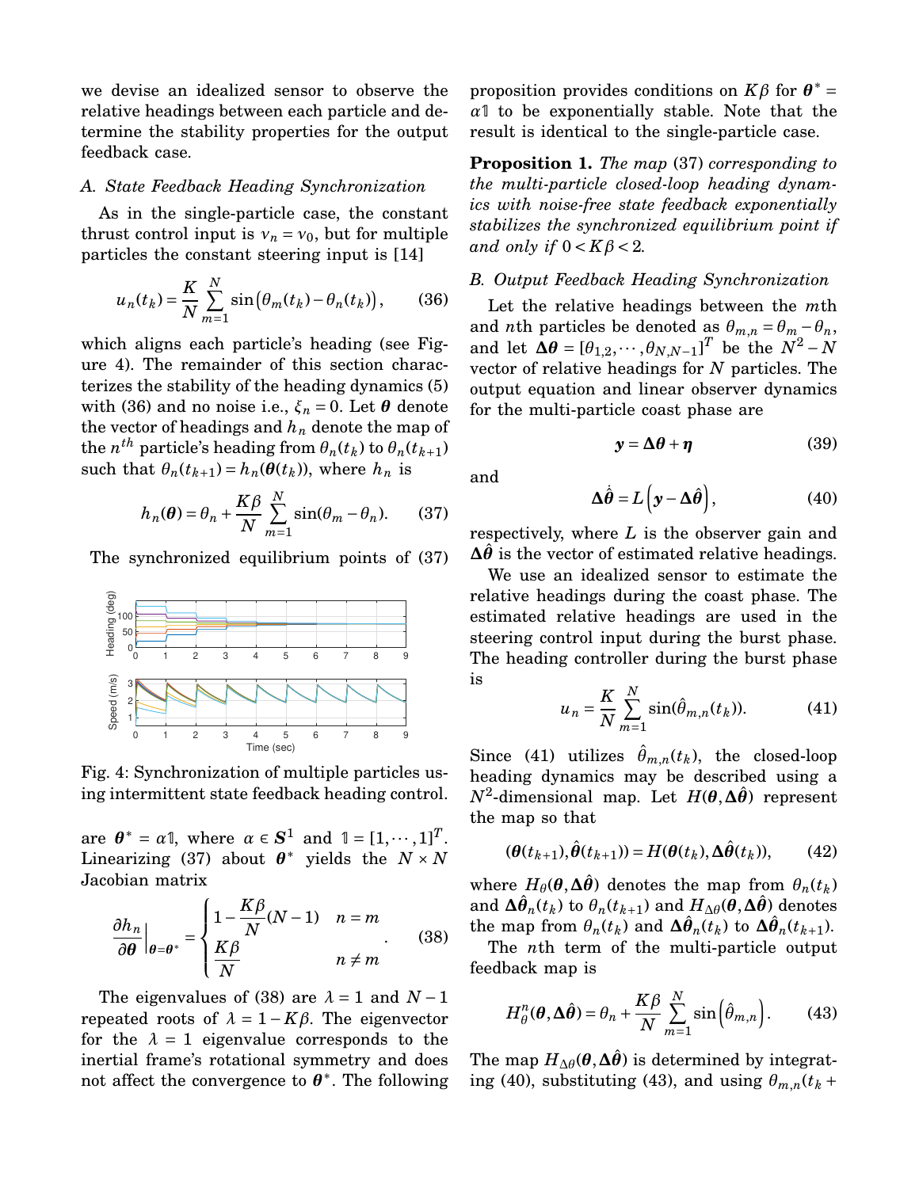we devise an idealized sensor to observe the relative headings between each particle and determine the stability properties for the output feedback case.

### A. State Feedback Heading Synchronization

As in the single-particle case, the constant thrust control input is $v_n = v_0$, but for multiple particles the constant steering input is [14]

$$u_n(t_k) = \frac{K}{N}\sum_{m=1}^{N} \sin\big(\theta_m(t_k) - \theta_n(t_k)\big), \qquad (36)$$

which aligns each particle's heading (see Figure 4). The remainder of this section characterizes the stability of the heading dynamics (5) with (36) and no noise i.e., $\xi_n = 0$. Let $\boldsymbol{\theta}$ denote the vector of headings and $h_n$ denote the map of the $n^{th}$ particle's heading from $\theta_n(t_k)$ to $\theta_n(t_{k+1})$ such that $\theta_n(t_{k+1}) = h_n(\boldsymbol{\theta}(t_k))$, where $h_n$ is

$$h_n(\boldsymbol{\theta}) = \theta_n + \frac{K\beta}{N}\sum_{m=1}^{N}\sin(\theta_m - \theta_n). \qquad (37)$$

The synchronized equilibrium points of (37)

Fig. 4: Synchronization of multiple particles using intermittent state feedback heading control.

are $\boldsymbol{\theta}^* = \alpha\mathbb{1}$, where $\alpha \in \boldsymbol{S}^1$ and $\mathbb{1} = [1,\cdots,1]^T$. Linearizing (37) about $\boldsymbol{\theta}^*$ yields the $N\times N$ Jacobian matrix

$$\left.\frac{\partial h_n}{\partial \boldsymbol{\theta}}\right|_{\boldsymbol{\theta}=\boldsymbol{\theta}^*} = \begin{cases} 1 - \dfrac{K\beta}{N}(N-1) & n = m \\ \dfrac{K\beta}{N} & n \neq m \end{cases}. \qquad (38)$$

The eigenvalues of (38) are $\lambda = 1$ and $N-1$ repeated roots of $\lambda = 1 - K\beta$. The eigenvector for the $\lambda = 1$ eigenvalue corresponds to the inertial frame's rotational symmetry and does not affect the convergence to $\boldsymbol{\theta}^*$. The following proposition provides conditions on $K\beta$ for $\boldsymbol{\theta}^* = \alpha\mathbb{1}$ to be exponentially stable. Note that the result is identical to the single-particle case.

**Proposition 1.** *The map* (37) *corresponding to the multi-particle closed-loop heading dynamics with noise-free state feedback exponentially stabilizes the synchronized equilibrium point if and only if* $0 < K\beta < 2$.

### B. Output Feedback Heading Synchronization

Let the relative headings between the $m$th and $n$th particles be denoted as $\theta_{m,n} = \theta_m - \theta_n$, and let $\boldsymbol{\Delta\theta} = [\theta_{1,2},\cdots,\theta_{N,N-1}]^T$ be the $N^2 - N$ vector of relative headings for $N$ particles. The output equation and linear observer dynamics for the multi-particle coast phase are

$$\boldsymbol{y} = \boldsymbol{\Delta\theta} + \boldsymbol{\eta} \qquad (39)$$

and

$$\boldsymbol{\Delta}\dot{\hat{\boldsymbol{\theta}}} = L\left(\boldsymbol{y} - \boldsymbol{\Delta}\hat{\boldsymbol{\theta}}\right), \qquad (40)$$

respectively, where $L$ is the observer gain and $\boldsymbol{\Delta}\hat{\boldsymbol{\theta}}$ is the vector of estimated relative headings.

We use an idealized sensor to estimate the relative headings during the coast phase. The estimated relative headings are used in the steering control input during the burst phase. The heading controller during the burst phase is

$$u_n = \frac{K}{N}\sum_{m=1}^{N}\sin(\hat{\theta}_{m,n}(t_k)). \qquad (41)$$

Since (41) utilizes $\hat{\theta}_{m,n}(t_k)$, the closed-loop heading dynamics may be described using a $N^2$-dimensional map. Let $H(\boldsymbol{\theta}, \boldsymbol{\Delta}\hat{\boldsymbol{\theta}})$ represent the map so that

$$(\boldsymbol{\theta}(t_{k+1}), \hat{\boldsymbol{\theta}}(t_{k+1})) = H(\boldsymbol{\theta}(t_k), \boldsymbol{\Delta}\hat{\boldsymbol{\theta}}(t_k)), \qquad (42)$$

where $H_\theta(\boldsymbol{\theta}, \boldsymbol{\Delta}\hat{\boldsymbol{\theta}})$ denotes the map from $\theta_n(t_k)$ and $\boldsymbol{\Delta}\hat{\boldsymbol{\theta}}_n(t_k)$ to $\theta_n(t_{k+1})$ and $H_{\Delta\theta}(\boldsymbol{\theta}, \boldsymbol{\Delta}\hat{\boldsymbol{\theta}})$ denotes the map from $\theta_n(t_k)$ and $\boldsymbol{\Delta}\hat{\boldsymbol{\theta}}_n(t_k)$ to $\boldsymbol{\Delta}\hat{\boldsymbol{\theta}}_n(t_{k+1})$.

The $n$th term of the multi-particle output feedback map is

$$H_\theta^n(\boldsymbol{\theta}, \boldsymbol{\Delta}\hat{\boldsymbol{\theta}}) = \theta_n + \frac{K\beta}{N}\sum_{m=1}^{N}\sin\left(\hat{\theta}_{m,n}\right). \qquad (43)$$

The map $H_{\Delta\theta}(\boldsymbol{\theta}, \boldsymbol{\Delta}\hat{\boldsymbol{\theta}})$ is determined by integrating (40), substituting (43), and using $\theta_{m,n}(t_k +$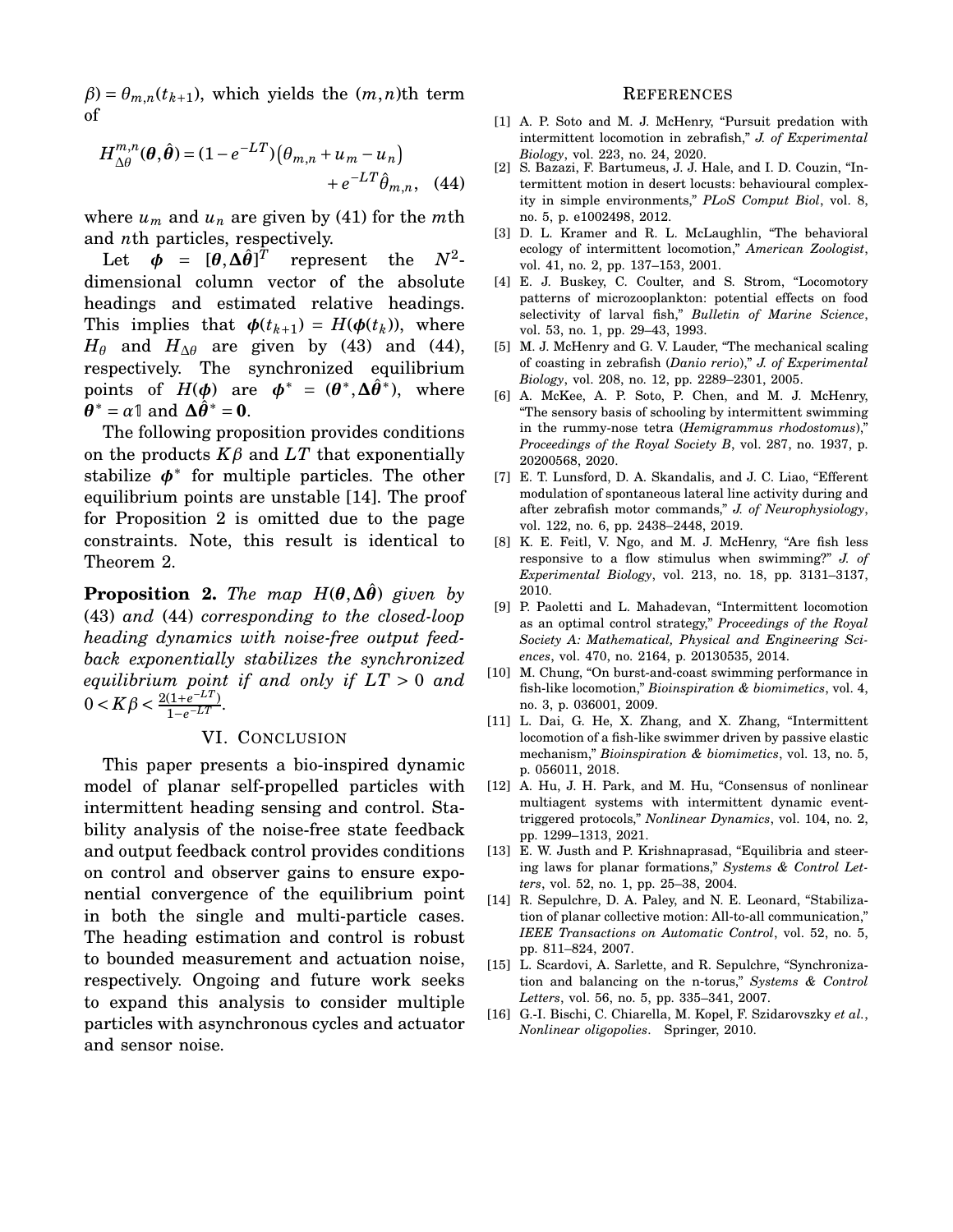$\beta) = \theta_{m,n}(t_{k+1})$, which yields the $(m,n)$th term of

$$H_{\Delta\theta}^{m,n}(\boldsymbol{\theta}, \hat{\boldsymbol{\theta}}) = (1 - e^{-LT})\big(\theta_{m,n} + u_m - u_n\big) + e^{-LT}\hat{\theta}_{m,n}, \quad (44)$$

where $u_m$ and $u_n$ are given by (41) for the $m$th and $n$th particles, respectively.

Let $\boldsymbol{\phi} = [\boldsymbol{\theta}, \boldsymbol{\Delta}\hat{\boldsymbol{\theta}}]^T$ represent the $N^2$-dimensional column vector of the absolute headings and estimated relative headings. This implies that $\boldsymbol{\phi}(t_{k+1}) = H(\boldsymbol{\phi}(t_k))$, where $H_\theta$ and $H_{\Delta\theta}$ are given by (43) and (44), respectively. The synchronized equilibrium points of $H(\boldsymbol{\phi})$ are $\boldsymbol{\phi}^* = (\boldsymbol{\theta}^*, \boldsymbol{\Delta}\hat{\boldsymbol{\theta}}^*)$, where $\boldsymbol{\theta}^* = \alpha\mathbb{1}$ and $\boldsymbol{\Delta}\hat{\boldsymbol{\theta}}^* = \mathbf{0}$.

The following proposition provides conditions on the products $K\beta$ and $LT$ that exponentially stabilize $\boldsymbol{\phi}^*$ for multiple particles. The other equilibrium points are unstable [14]. The proof for Proposition 2 is omitted due to the page constraints. Note, this result is identical to Theorem 2.

**Proposition 2.** *The map $H(\boldsymbol{\theta}, \boldsymbol{\Delta}\hat{\boldsymbol{\theta}})$ given by (43) and (44) corresponding to the closed-loop heading dynamics with noise-free output feedback exponentially stabilizes the synchronized equilibrium point if and only if $LT > 0$ and $0 < K\beta < \frac{2(1+e^{-LT})}{1-e^{-LT}}$.*

## VI. Conclusion

This paper presents a bio-inspired dynamic model of planar self-propelled particles with intermittent heading sensing and control. Stability analysis of the noise-free state feedback and output feedback control provides conditions on control and observer gains to ensure exponential convergence of the equilibrium point in both the single and multi-particle cases. The heading estimation and control is robust to bounded measurement and actuation noise, respectively. Ongoing and future work seeks to expand this analysis to consider multiple particles with asynchronous cycles and actuator and sensor noise.

## References

[1] A. P. Soto and M. J. McHenry, "Pursuit predation with intermittent locomotion in zebrafish," *J. of Experimental Biology*, vol. 223, no. 24, 2020.

[2] S. Bazazi, F. Bartumeus, J. J. Hale, and I. D. Couzin, "Intermittent motion in desert locusts: behavioural complexity in simple environments," *PLoS Comput Biol*, vol. 8, no. 5, p. e1002498, 2012.

[3] D. L. Kramer and R. L. McLaughlin, "The behavioral ecology of intermittent locomotion," *American Zoologist*, vol. 41, no. 2, pp. 137–153, 2001.

[4] E. J. Buskey, C. Coulter, and S. Strom, "Locomotory patterns of microzooplankton: potential effects on food selectivity of larval fish," *Bulletin of Marine Science*, vol. 53, no. 1, pp. 29–43, 1993.

[5] M. J. McHenry and G. V. Lauder, "The mechanical scaling of coasting in zebrafish (*Danio rerio*)," *J. of Experimental Biology*, vol. 208, no. 12, pp. 2289–2301, 2005.

[6] A. McKee, A. P. Soto, P. Chen, and M. J. McHenry, "The sensory basis of schooling by intermittent swimming in the rummy-nose tetra (*Hemigrammus rhodostomus*)," *Proceedings of the Royal Society B*, vol. 287, no. 1937, p. 20200568, 2020.

[7] E. T. Lunsford, D. A. Skandalis, and J. C. Liao, "Efferent modulation of spontaneous lateral line activity during and after zebrafish motor commands," *J. of Neurophysiology*, vol. 122, no. 6, pp. 2438–2448, 2019.

[8] K. E. Feitl, V. Ngo, and M. J. McHenry, "Are fish less responsive to a flow stimulus when swimming?" *J. of Experimental Biology*, vol. 213, no. 18, pp. 3131–3137, 2010.

[9] P. Paoletti and L. Mahadevan, "Intermittent locomotion as an optimal control strategy," *Proceedings of the Royal Society A: Mathematical, Physical and Engineering Sciences*, vol. 470, no. 2164, p. 20130535, 2014.

[10] M. Chung, "On burst-and-coast swimming performance in fish-like locomotion," *Bioinspiration & biomimetics*, vol. 4, no. 3, p. 036001, 2009.

[11] L. Dai, G. He, X. Zhang, and X. Zhang, "Intermittent locomotion of a fish-like swimmer driven by passive elastic mechanism," *Bioinspiration & biomimetics*, vol. 13, no. 5, p. 056011, 2018.

[12] A. Hu, J. H. Park, and M. Hu, "Consensus of nonlinear multiagent systems with intermittent dynamic event-triggered protocols," *Nonlinear Dynamics*, vol. 104, no. 2, pp. 1299–1313, 2021.

[13] E. W. Justh and P. Krishnaprasad, "Equilibria and steering laws for planar formations," *Systems & Control Letters*, vol. 52, no. 1, pp. 25–38, 2004.

[14] R. Sepulchre, D. A. Paley, and N. E. Leonard, "Stabilization of planar collective motion: All-to-all communication," *IEEE Transactions on Automatic Control*, vol. 52, no. 5, pp. 811–824, 2007.

[15] L. Scardovi, A. Sarlette, and R. Sepulchre, "Synchronization and balancing on the n-torus," *Systems & Control Letters*, vol. 56, no. 5, pp. 335–341, 2007.

[16] G.-I. Bischi, C. Chiarella, M. Kopel, F. Szidarovszky *et al.*, *Nonlinear oligopolies*. Springer, 2010.